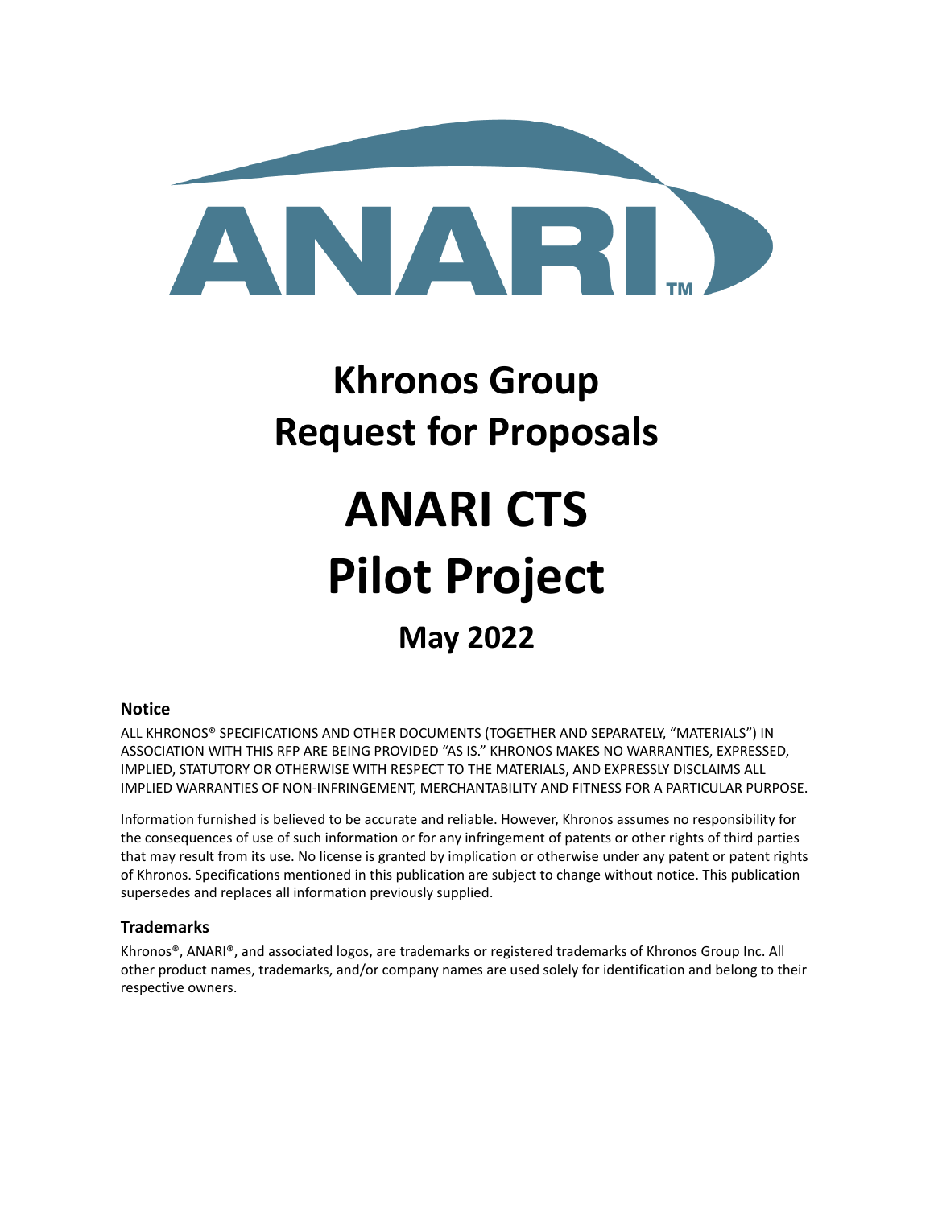# Khronos Group
# Request for Proposals

# ANARI CTS
# Pilot Project

## May 2022

### Notice

ALL KHRONOS® SPECIFICATIONS AND OTHER DOCUMENTS (TOGETHER AND SEPARATELY, "MATERIALS") IN ASSOCIATION WITH THIS RFP ARE BEING PROVIDED "AS IS." KHRONOS MAKES NO WARRANTIES, EXPRESSED, IMPLIED, STATUTORY OR OTHERWISE WITH RESPECT TO THE MATERIALS, AND EXPRESSLY DISCLAIMS ALL IMPLIED WARRANTIES OF NON-INFRINGEMENT, MERCHANTABILITY AND FITNESS FOR A PARTICULAR PURPOSE.

Information furnished is believed to be accurate and reliable. However, Khronos assumes no responsibility for the consequences of use of such information or for any infringement of patents or other rights of third parties that may result from its use. No license is granted by implication or otherwise under any patent or patent rights of Khronos. Specifications mentioned in this publication are subject to change without notice. This publication supersedes and replaces all information previously supplied.

### Trademarks

Khronos®, ANARI®, and associated logos, are trademarks or registered trademarks of Khronos Group Inc. All other product names, trademarks, and/or company names are used solely for identification and belong to their respective owners.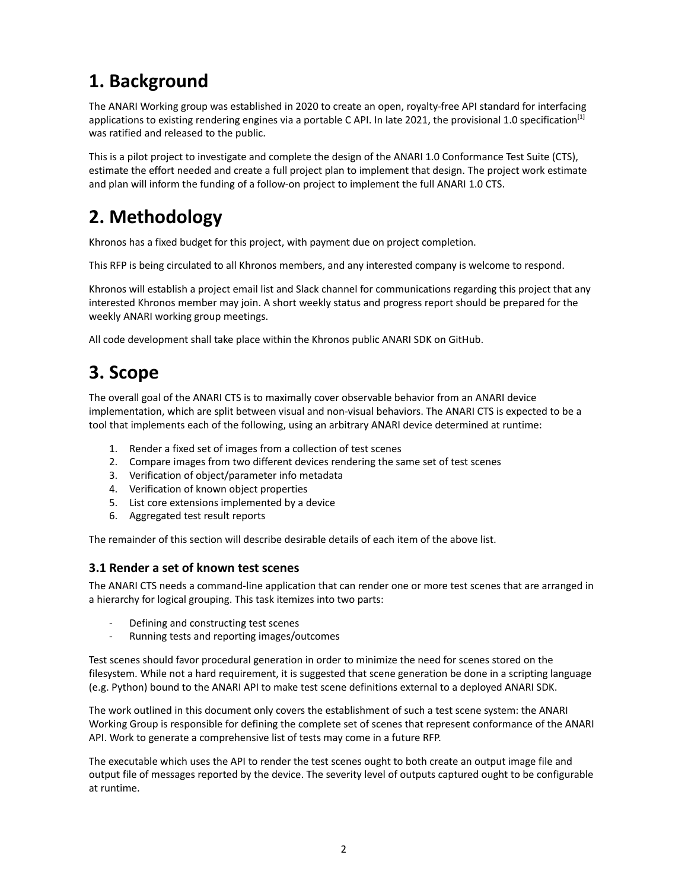# 1. Background

The ANARI Working group was established in 2020 to create an open, royalty-free API standard for interfacing applications to existing rendering engines via a portable C API. In late 2021, the provisional 1.0 specification[1] was ratified and released to the public.

This is a pilot project to investigate and complete the design of the ANARI 1.0 Conformance Test Suite (CTS), estimate the effort needed and create a full project plan to implement that design. The project work estimate and plan will inform the funding of a follow-on project to implement the full ANARI 1.0 CTS.

# 2. Methodology

Khronos has a fixed budget for this project, with payment due on project completion.

This RFP is being circulated to all Khronos members, and any interested company is welcome to respond.

Khronos will establish a project email list and Slack channel for communications regarding this project that any interested Khronos member may join. A short weekly status and progress report should be prepared for the weekly ANARI working group meetings.

All code development shall take place within the Khronos public ANARI SDK on GitHub.

# 3. Scope

The overall goal of the ANARI CTS is to maximally cover observable behavior from an ANARI device implementation, which are split between visual and non-visual behaviors. The ANARI CTS is expected to be a tool that implements each of the following, using an arbitrary ANARI device determined at runtime:

1. Render a fixed set of images from a collection of test scenes
2. Compare images from two different devices rendering the same set of test scenes
3. Verification of object/parameter info metadata
4. Verification of known object properties
5. List core extensions implemented by a device
6. Aggregated test result reports

The remainder of this section will describe desirable details of each item of the above list.

### 3.1 Render a set of known test scenes

The ANARI CTS needs a command-line application that can render one or more test scenes that are arranged in a hierarchy for logical grouping. This task itemizes into two parts:

- Defining and constructing test scenes
- Running tests and reporting images/outcomes

Test scenes should favor procedural generation in order to minimize the need for scenes stored on the filesystem. While not a hard requirement, it is suggested that scene generation be done in a scripting language (e.g. Python) bound to the ANARI API to make test scene definitions external to a deployed ANARI SDK.

The work outlined in this document only covers the establishment of such a test scene system: the ANARI Working Group is responsible for defining the complete set of scenes that represent conformance of the ANARI API. Work to generate a comprehensive list of tests may come in a future RFP.

The executable which uses the API to render the test scenes ought to both create an output image file and output file of messages reported by the device. The severity level of outputs captured ought to be configurable at runtime.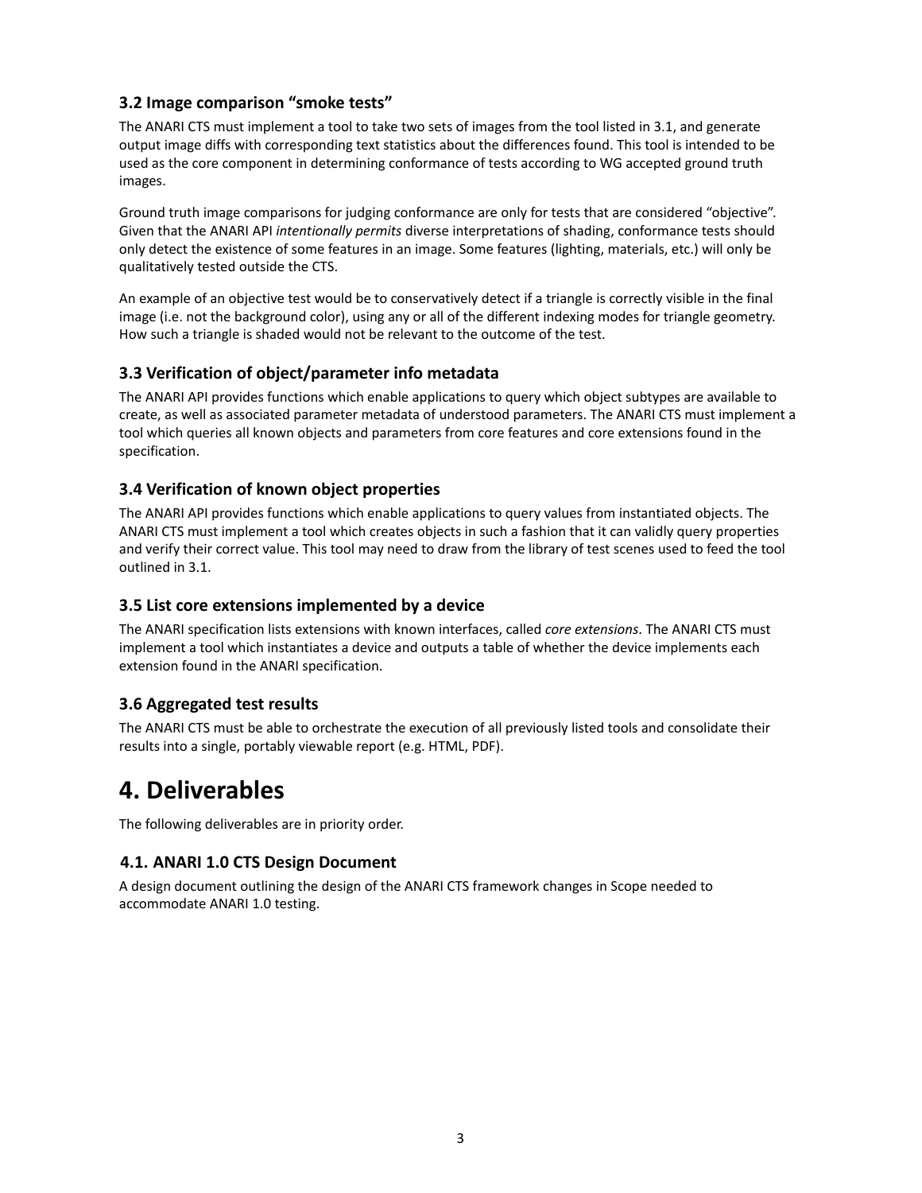### 3.2 Image comparison "smoke tests"

The ANARI CTS must implement a tool to take two sets of images from the tool listed in 3.1, and generate output image diffs with corresponding text statistics about the differences found. This tool is intended to be used as the core component in determining conformance of tests according to WG accepted ground truth images.

Ground truth image comparisons for judging conformance are only for tests that are considered "objective". Given that the ANARI API *intentionally permits* diverse interpretations of shading, conformance tests should only detect the existence of some features in an image. Some features (lighting, materials, etc.) will only be qualitatively tested outside the CTS.

An example of an objective test would be to conservatively detect if a triangle is correctly visible in the final image (i.e. not the background color), using any or all of the different indexing modes for triangle geometry. How such a triangle is shaded would not be relevant to the outcome of the test.

### 3.3 Verification of object/parameter info metadata

The ANARI API provides functions which enable applications to query which object subtypes are available to create, as well as associated parameter metadata of understood parameters. The ANARI CTS must implement a tool which queries all known objects and parameters from core features and core extensions found in the specification.

### 3.4 Verification of known object properties

The ANARI API provides functions which enable applications to query values from instantiated objects. The ANARI CTS must implement a tool which creates objects in such a fashion that it can validly query properties and verify their correct value. This tool may need to draw from the library of test scenes used to feed the tool outlined in 3.1.

### 3.5 List core extensions implemented by a device

The ANARI specification lists extensions with known interfaces, called *core extensions*. The ANARI CTS must implement a tool which instantiates a device and outputs a table of whether the device implements each extension found in the ANARI specification.

### 3.6 Aggregated test results

The ANARI CTS must be able to orchestrate the execution of all previously listed tools and consolidate their results into a single, portably viewable report (e.g. HTML, PDF).

# 4. Deliverables

The following deliverables are in priority order.

### 4.1. ANARI 1.0 CTS Design Document

A design document outlining the design of the ANARI CTS framework changes in Scope needed to accommodate ANARI 1.0 testing.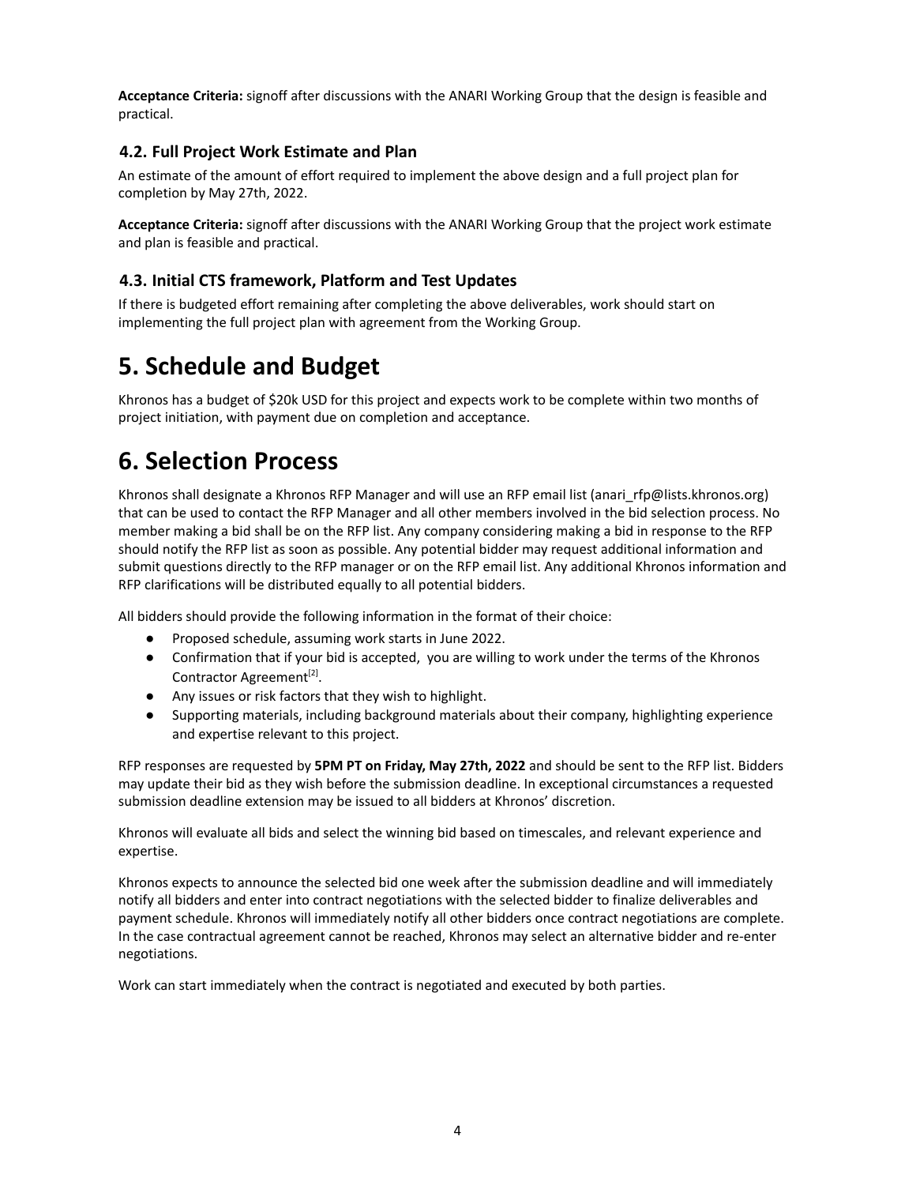**Acceptance Criteria:** signoff after discussions with the ANARI Working Group that the design is feasible and practical.

### 4.2. Full Project Work Estimate and Plan

An estimate of the amount of effort required to implement the above design and a full project plan for completion by May 27th, 2022.

**Acceptance Criteria:** signoff after discussions with the ANARI Working Group that the project work estimate and plan is feasible and practical.

### 4.3. Initial CTS framework, Platform and Test Updates

If there is budgeted effort remaining after completing the above deliverables, work should start on implementing the full project plan with agreement from the Working Group.

# 5. Schedule and Budget

Khronos has a budget of $20k USD for this project and expects work to be complete within two months of project initiation, with payment due on completion and acceptance.

# 6. Selection Process

Khronos shall designate a Khronos RFP Manager and will use an RFP email list (anari_rfp@lists.khronos.org) that can be used to contact the RFP Manager and all other members involved in the bid selection process. No member making a bid shall be on the RFP list. Any company considering making a bid in response to the RFP should notify the RFP list as soon as possible. Any potential bidder may request additional information and submit questions directly to the RFP manager or on the RFP email list. Any additional Khronos information and RFP clarifications will be distributed equally to all potential bidders.

All bidders should provide the following information in the format of their choice:

- Proposed schedule, assuming work starts in June 2022.
- Confirmation that if your bid is accepted, you are willing to work under the terms of the Khronos Contractor Agreement[2].
- Any issues or risk factors that they wish to highlight.
- Supporting materials, including background materials about their company, highlighting experience and expertise relevant to this project.

RFP responses are requested by **5PM PT on Friday, May 27th, 2022** and should be sent to the RFP list. Bidders may update their bid as they wish before the submission deadline. In exceptional circumstances a requested submission deadline extension may be issued to all bidders at Khronos' discretion.

Khronos will evaluate all bids and select the winning bid based on timescales, and relevant experience and expertise.

Khronos expects to announce the selected bid one week after the submission deadline and will immediately notify all bidders and enter into contract negotiations with the selected bidder to finalize deliverables and payment schedule. Khronos will immediately notify all other bidders once contract negotiations are complete. In the case contractual agreement cannot be reached, Khronos may select an alternative bidder and re-enter negotiations.

Work can start immediately when the contract is negotiated and executed by both parties.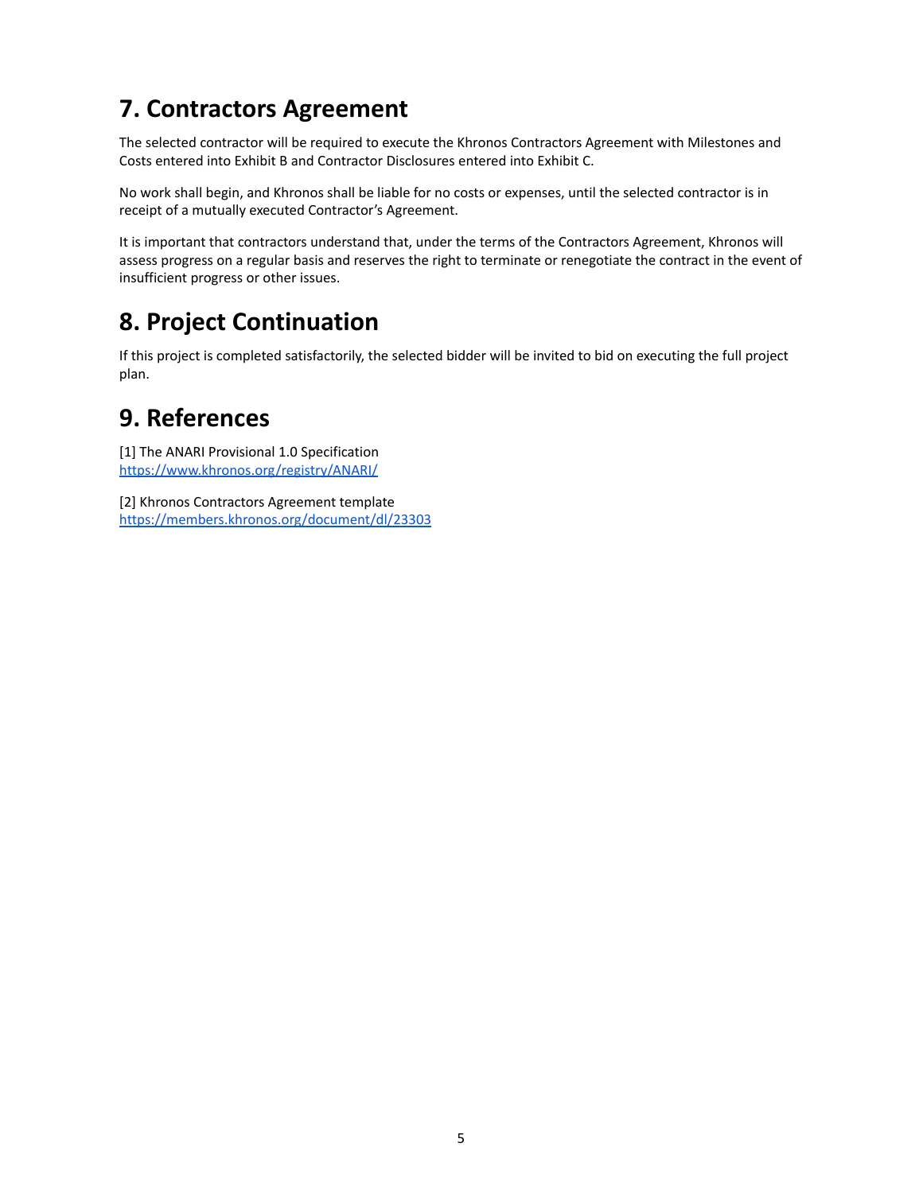# 7. Contractors Agreement

The selected contractor will be required to execute the Khronos Contractors Agreement with Milestones and Costs entered into Exhibit B and Contractor Disclosures entered into Exhibit C.

No work shall begin, and Khronos shall be liable for no costs or expenses, until the selected contractor is in receipt of a mutually executed Contractor's Agreement.

It is important that contractors understand that, under the terms of the Contractors Agreement, Khronos will assess progress on a regular basis and reserves the right to terminate or renegotiate the contract in the event of insufficient progress or other issues.

# 8. Project Continuation

If this project is completed satisfactorily, the selected bidder will be invited to bid on executing the full project plan.

# 9. References

[1] The ANARI Provisional 1.0 Specification
https://www.khronos.org/registry/ANARI/

[2] Khronos Contractors Agreement template
https://members.khronos.org/document/dl/23303